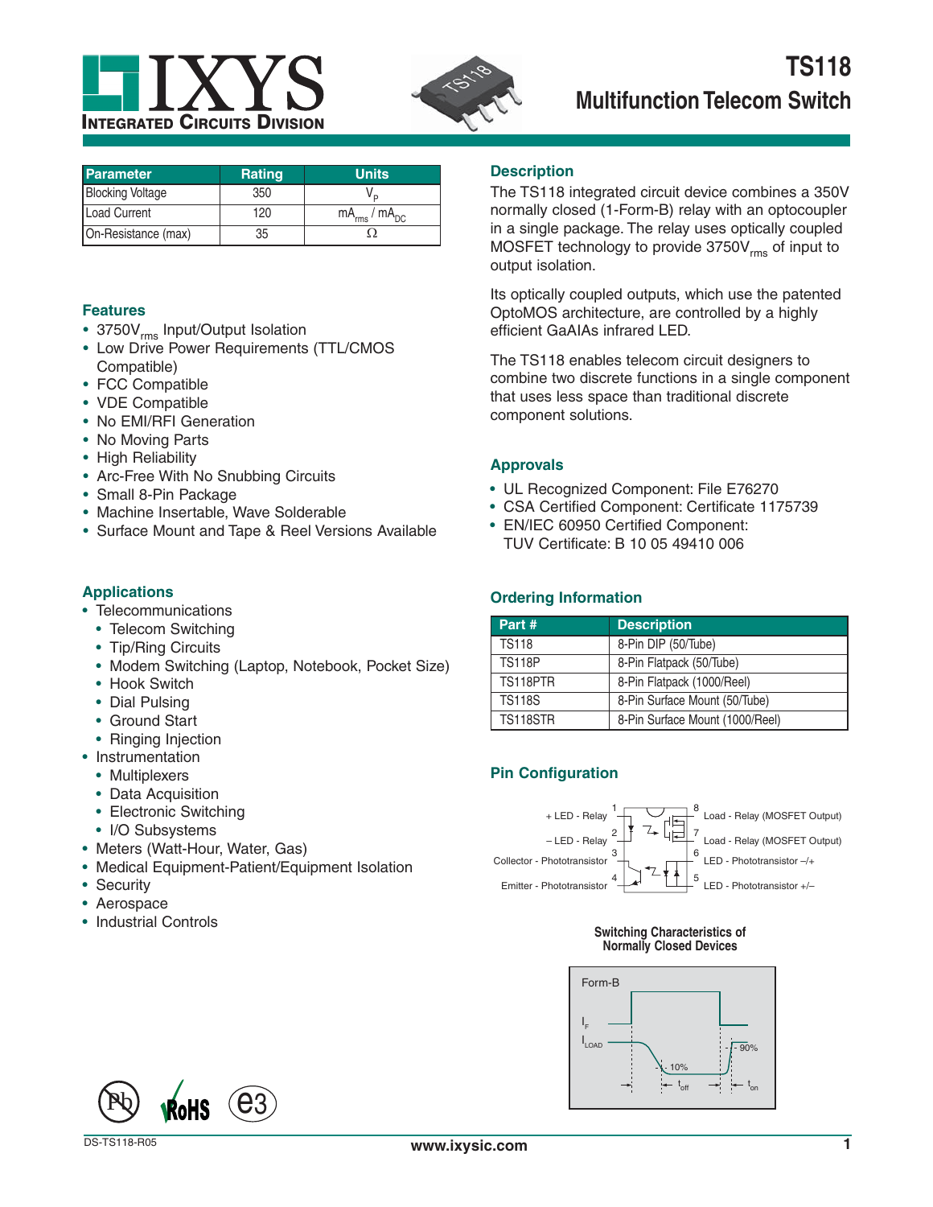# TS118

## Multifunction Telecom Switch

| Parameter | Rating | Units |
|---|---|---|
| Blocking Voltage | 350 | $V_P$ |
| Load Current | 120 | $mA_{rms}$ / $mA_{DC}$ |
| On-Resistance (max) | 35 | Ω |

### Features

- 3750$V_{rms}$ Input/Output Isolation
- Low Drive Power Requirements (TTL/CMOS Compatible)
- FCC Compatible
- VDE Compatible
- No EMI/RFI Generation
- No Moving Parts
- High Reliability
- Arc-Free With No Snubbing Circuits
- Small 8-Pin Package
- Machine Insertable, Wave Solderable
- Surface Mount and Tape & Reel Versions Available

### Applications

- Telecommunications
  - Telecom Switching
  - Tip/Ring Circuits
  - Modem Switching (Laptop, Notebook, Pocket Size)
  - Hook Switch
  - Dial Pulsing
  - Ground Start
  - Ringing Injection
- Instrumentation
  - Multiplexers
  - Data Acquisition
  - Electronic Switching
  - I/O Subsystems
- Meters (Watt-Hour, Water, Gas)
- Medical Equipment-Patient/Equipment Isolation
- Security
- Aerospace
- Industrial Controls

### Description

The TS118 integrated circuit device combines a 350V normally closed (1-Form-B) relay with an optocoupler in a single package. The relay uses optically coupled MOSFET technology to provide 3750$V_{rms}$ of input to output isolation.

Its optically coupled outputs, which use the patented OptoMOS architecture, are controlled by a highly efficient GaAlAs infrared LED.

The TS118 enables telecom circuit designers to combine two discrete functions in a single component that uses less space than traditional discrete component solutions.

### Approvals

- UL Recognized Component: File E76270
- CSA Certified Component: Certificate 1175739
- EN/IEC 60950 Certified Component: TUV Certificate: B 10 05 49410 006

### Ordering Information

| Part # | Description |
|---|---|
| TS118 | 8-Pin DIP (50/Tube) |
| TS118P | 8-Pin Flatpack (50/Tube) |
| TS118PTR | 8-Pin Flatpack (1000/Reel) |
| TS118S | 8-Pin Surface Mount (50/Tube) |
| TS118STR | 8-Pin Surface Mount (1000/Reel) |

### Pin Configuration

| Pin | Function | Pin | Function |
|---|---|---|---|
| 1 | + LED - Relay | 8 | Load - Relay (MOSFET Output) |
| 2 | – LED - Relay | 7 | Load - Relay (MOSFET Output) |
| 3 | Collector - Phototransistor | 6 | LED - Phototransistor –/+ |
| 4 | Emitter - Phototransistor | 5 | LED - Phototransistor +/– |

**Switching Characteristics of Normally Closed Devices**

Form-B: $I_F$, $I_{LOAD}$, 10%, 90%, $t_{off}$, $t_{on}$

DS-TS118-R05 www.ixysic.com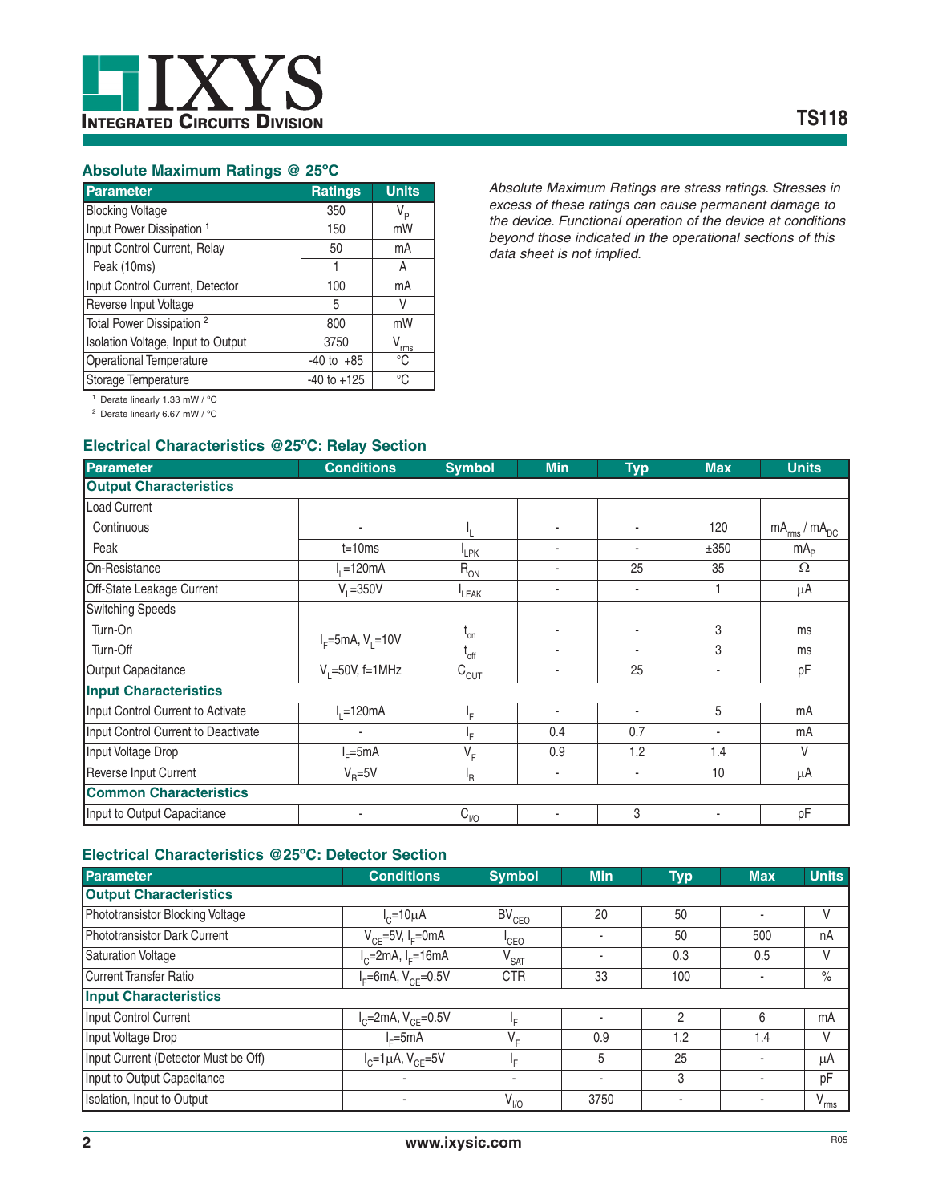## Absolute Maximum Ratings @ 25ºC

| Parameter | Ratings | Units |
|---|---|---|
| Blocking Voltage | 350 | $V_P$ |
| Input Power Dissipation [1] | 150 | mW |
| Input Control Current, Relay | 50 | mA |
| Peak (10ms) | 1 | A |
| Input Control Current, Detector | 100 | mA |
| Reverse Input Voltage | 5 | V |
| Total Power Dissipation [2] | 800 | mW |
| Isolation Voltage, Input to Output | 3750 | $V_{rms}$ |
| Operational Temperature | -40 to +85 | °C |
| Storage Temperature | -40 to +125 | °C |

[1] Derate linearly 1.33 mW / °C

[2] Derate linearly 6.67 mW / °C

*Absolute Maximum Ratings are stress ratings. Stresses in excess of these ratings can cause permanent damage to the device. Functional operation of the device at conditions beyond those indicated in the operational sections of this data sheet is not implied.*

## Electrical Characteristics @25ºC: Relay Section

| Parameter | Conditions | Symbol | Min | Typ | Max | Units |
|---|---|---|---|---|---|---|
| **Output Characteristics** | | | | | | |
| Load Current | | | | | | |
| Continuous | - | $I_L$ | - | - | 120 | $mA_{rms}$ / $mA_{DC}$ |
| Peak | t=10ms | $I_{LPK}$ | - | - | ±350 | $mA_P$ |
| On-Resistance | $I_L$=120mA | $R_{ON}$ | - | 25 | 35 | Ω |
| Off-State Leakage Current | $V_L$=350V | $I_{LEAK}$ | - | - | 1 | µA |
| Switching Speeds | | | | | | |
| Turn-On | $I_F$=5mA, $V_L$=10V | $t_{on}$ | - | - | 3 | ms |
| Turn-Off | $I_F$=5mA, $V_L$=10V | $t_{off}$ | - | - | 3 | ms |
| Output Capacitance | $V_L$=50V, f=1MHz | $C_{OUT}$ | - | 25 | - | pF |
| **Input Characteristics** | | | | | | |
| Input Control Current to Activate | $I_L$=120mA | $I_F$ | - | - | 5 | mA |
| Input Control Current to Deactivate | - | $I_F$ | 0.4 | 0.7 | - | mA |
| Input Voltage Drop | $I_F$=5mA | $V_F$ | 0.9 | 1.2 | 1.4 | V |
| Reverse Input Current | $V_R$=5V | $I_R$ | - | - | 10 | µA |
| **Common Characteristics** | | | | | | |
| Input to Output Capacitance | - | $C_{I/O}$ | - | 3 | - | pF |

## Electrical Characteristics @25ºC: Detector Section

| Parameter | Conditions | Symbol | Min | Typ | Max | Units |
|---|---|---|---|---|---|---|
| **Output Characteristics** | | | | | | |
| Phototransistor Blocking Voltage | $I_C$=10µA | $BV_{CEO}$ | 20 | 50 | - | V |
| Phototransistor Dark Current | $V_{CE}$=5V, $I_F$=0mA | $I_{CEO}$ | - | 50 | 500 | nA |
| Saturation Voltage | $I_C$=2mA, $I_F$=16mA | $V_{SAT}$ | - | 0.3 | 0.5 | V |
| Current Transfer Ratio | $I_F$=6mA, $V_{CE}$=0.5V | CTR | 33 | 100 | - | % |
| **Input Characteristics** | | | | | | |
| Input Control Current | $I_C$=2mA, $V_{CE}$=0.5V | $I_F$ | - | 2 | 6 | mA |
| Input Voltage Drop | $I_F$=5mA | $V_F$ | 0.9 | 1.2 | 1.4 | V |
| Input Current (Detector Must be Off) | $I_C$=1µA, $V_{CE}$=5V | $I_F$ | 5 | 25 | - | µA |
| Input to Output Capacitance | - | - | - | 3 | - | pF |
| Isolation, Input to Output | - | $V_{I/O}$ | 3750 | - | - | $V_{rms}$ |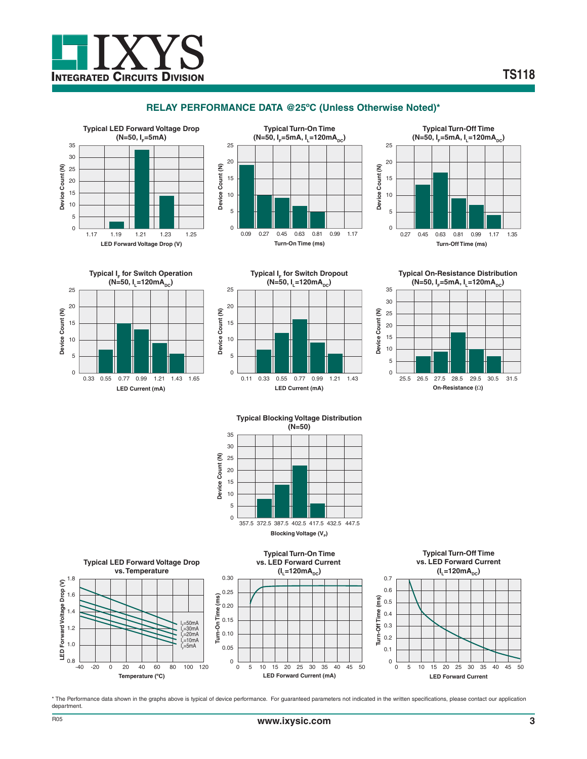## RELAY PERFORMANCE DATA @25ºC (Unless Otherwise Noted)*

**Typical LED Forward Voltage Drop (N=50, $I_F$=5mA)**

Device Count (N) vs. LED Forward Voltage Drop (V)

**Typical Turn-On Time (N=50, $I_F$=5mA, $I_L$=120$mA_{DC}$)**

Device Count (N) vs. Turn-On Time (ms)

**Typical Turn-Off Time (N=50, $I_F$=5mA, $I_L$=120$mA_{DC}$)**

Device Count (N) vs. Turn-Off Time (ms)

**Typical $I_F$ for Switch Operation (N=50, $I_L$=120$mA_{DC}$)**

Device Count (N) vs. LED Current (mA)

**Typical $I_F$ for Switch Dropout (N=50, $I_L$=120$mA_{DC}$)**

Device Count (N) vs. LED Current (mA)

**Typical On-Resistance Distribution (N=50, $I_F$=5mA, $I_L$=120$mA_{DC}$)**

Device Count (N) vs. On-Resistance (Ω)

**Typical Blocking Voltage Distribution (N=50)**

Device Count (N) vs. Blocking Voltage ($V_P$)

**Typical LED Forward Voltage Drop vs. Temperature**

LED Forward Voltage Drop (V) vs. Temperature (ºC); curves for $I_F$=50mA, $I_F$=30mA, $I_F$=20mA, $I_F$=10mA, $I_F$=5mA

**Typical Turn-On Time vs. LED Forward Current ($I_L$=120$mA_{DC}$)**

Turn-On Time (ms) vs. LED Forward Current (mA)

**Typical Turn-Off Time vs. LED Forward Current ($I_L$=120$mA_{DC}$)**

Turn-Off Time (ms) vs. LED Forward Current

\* The Performance data shown in the graphs above is typical of device performance. For guaranteed parameters not indicated in the written specifications, please contact our application department.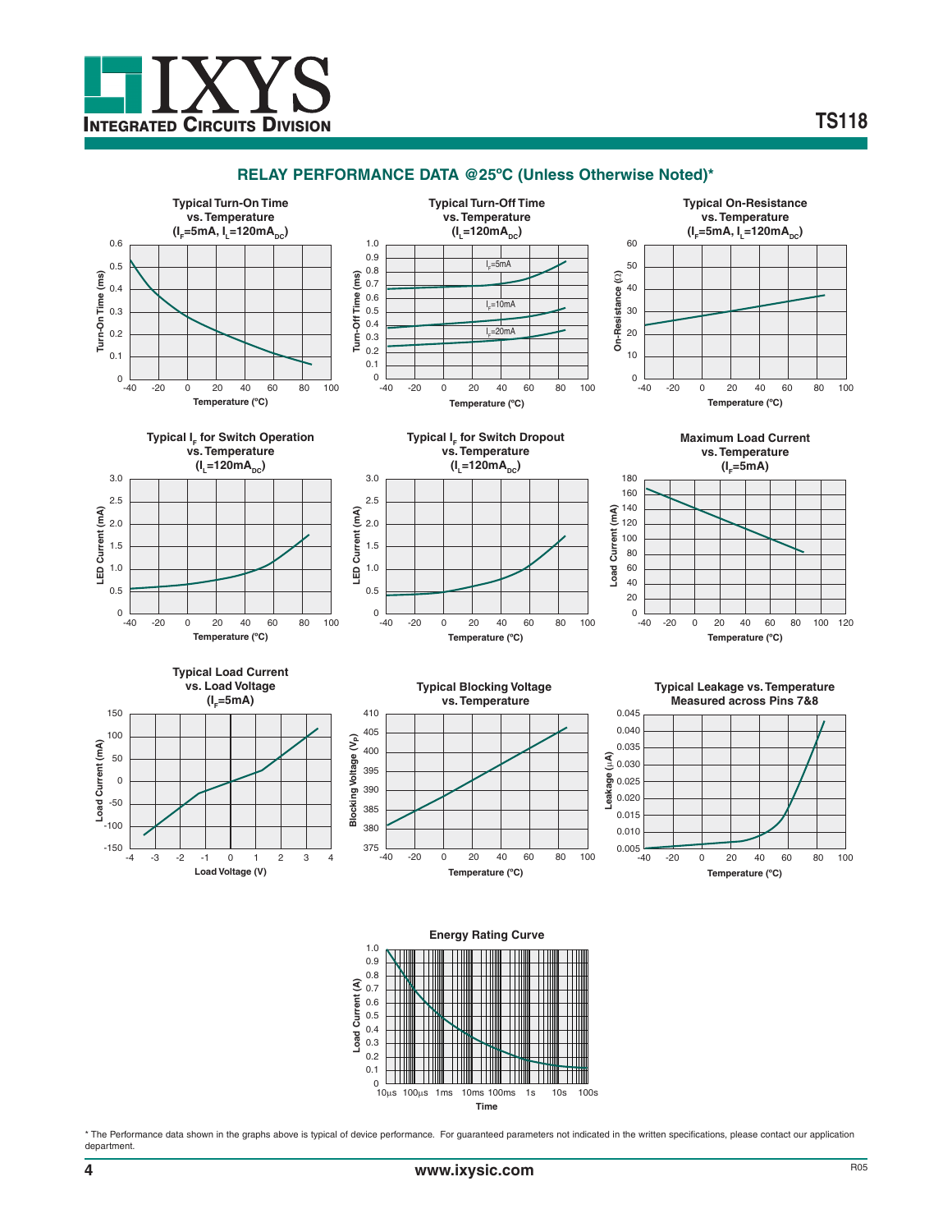## RELAY PERFORMANCE DATA @25ºC (Unless Otherwise Noted)*

**Typical Turn-On Time vs. Temperature ($I_F$=5mA, $I_L$=120mA$_{DC}$)**

**Typical Turn-Off Time vs. Temperature ($I_L$=120mA$_{DC}$)**

**Typical On-Resistance vs. Temperature ($I_F$=5mA, $I_L$=120mA$_{DC}$)**

**Typical $I_F$ for Switch Operation vs. Temperature ($I_L$=120mA$_{DC}$)**

**Typical $I_F$ for Switch Dropout vs. Temperature ($I_L$=120mA$_{DC}$)**

**Maximum Load Current vs. Temperature ($I_F$=5mA)**

**Typical Load Current vs. Load Voltage ($I_F$=5mA)**

**Typical Blocking Voltage vs. Temperature**

**Typical Leakage vs. Temperature Measured across Pins 7&8**

**Energy Rating Curve**

* The Performance data shown in the graphs above is typical of device performance. For guaranteed parameters not indicated in the written specifications, please contact our application department.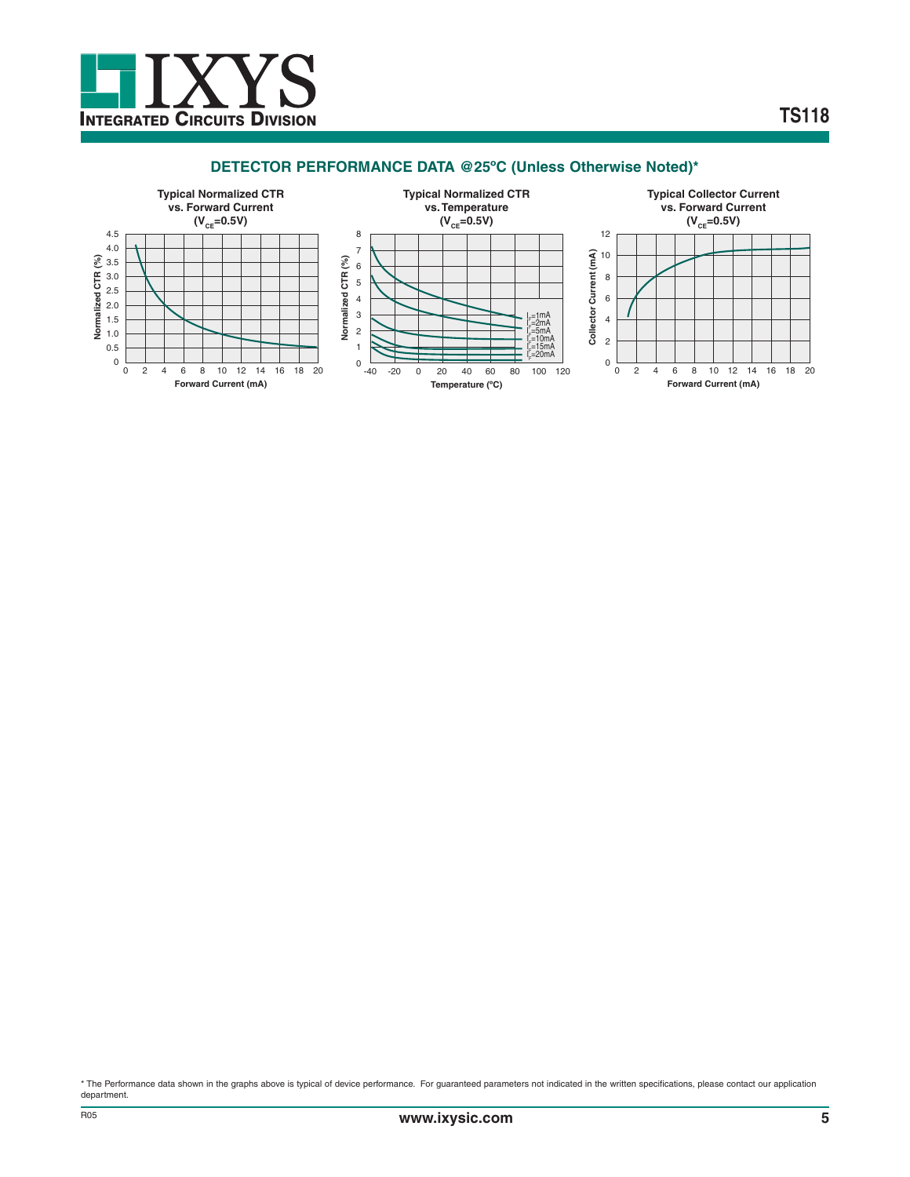## DETECTOR PERFORMANCE DATA @25ºC (Unless Otherwise Noted)*

**Typical Normalized CTR vs. Forward Current ($V_{CE}$=0.5V)**

**Typical Normalized CTR vs. Temperature ($V_{CE}$=0.5V)**

**Typical Collector Current vs. Forward Current ($V_{CE}$=0.5V)**

* The Performance data shown in the graphs above is typical of device performance. For guaranteed parameters not indicated in the written specifications, please contact our application department.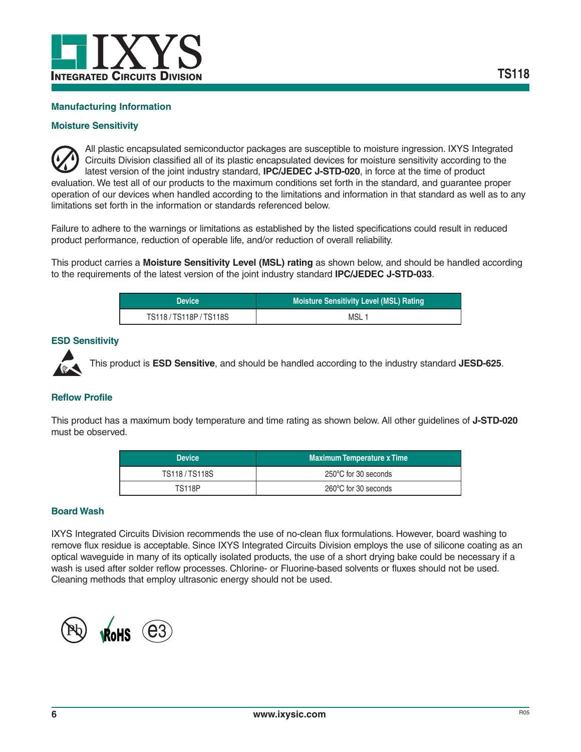## Manufacturing Information

### Moisture Sensitivity

All plastic encapsulated semiconductor packages are susceptible to moisture ingression. IXYS Integrated Circuits Division classified all of its plastic encapsulated devices for moisture sensitivity according to the latest version of the joint industry standard, **IPC/JEDEC J-STD-020**, in force at the time of product evaluation. We test all of our products to the maximum conditions set forth in the standard, and guarantee proper operation of our devices when handled according to the limitations and information in that standard as well as to any limitations set forth in the information or standards referenced below.

Failure to adhere to the warnings or limitations as established by the listed specifications could result in reduced product performance, reduction of operable life, and/or reduction of overall reliability.

This product carries a **Moisture Sensitivity Level (MSL) rating** as shown below, and should be handled according to the requirements of the latest version of the joint industry standard **IPC/JEDEC J-STD-033**.

| Device | Moisture Sensitivity Level (MSL) Rating |
|---|---|
| TS118 / TS118P / TS118S | MSL 1 |

### ESD Sensitivity

This product is **ESD Sensitive**, and should be handled according to the industry standard **JESD-625**.

### Reflow Profile

This product has a maximum body temperature and time rating as shown below. All other guidelines of **J-STD-020** must be observed.

| Device | Maximum Temperature x Time |
|---|---|
| TS118 / TS118S | 250°C for 30 seconds |
| TS118P | 260°C for 30 seconds |

### Board Wash

IXYS Integrated Circuits Division recommends the use of no-clean flux formulations. However, board washing to remove flux residue is acceptable. Since IXYS Integrated Circuits Division employs the use of silicone coating as an optical waveguide in many of its optically isolated products, the use of a short drying bake could be necessary if a wash is used after solder reflow processes. Chlorine- or Fluorine-based solvents or fluxes should not be used. Cleaning methods that employ ultrasonic energy should not be used.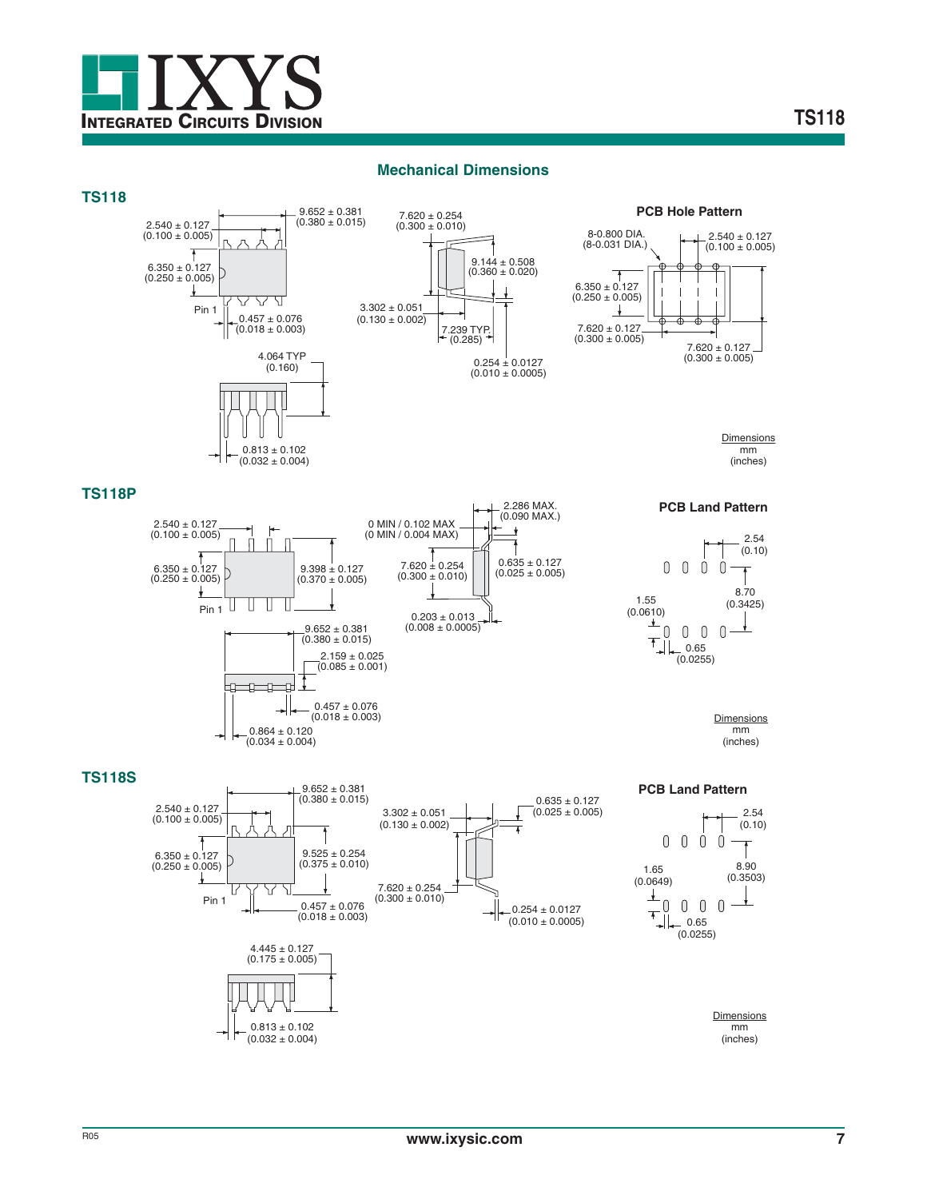## Mechanical Dimensions

### TS118

2.540 ± 0.127
(0.100 ± 0.005)

9.652 ± 0.381
(0.380 ± 0.015)

7.620 ± 0.254
(0.300 ± 0.010)

6.350 ± 0.127
(0.250 ± 0.005)

9.144 ± 0.508
(0.360 ± 0.020)

Pin 1

0.457 ± 0.076
(0.018 ± 0.003)

3.302 ± 0.051
(0.130 ± 0.002)

7.239 TYP.
(0.285)

4.064 TYP
(0.160)

0.254 ± 0.0127
(0.010 ± 0.0005)

0.813 ± 0.102
(0.032 ± 0.004)

**PCB Hole Pattern**

8-0.800 DIA.
(8-0.031 DIA.)

2.540 ± 0.127
(0.100 ± 0.005)

6.350 ± 0.127
(0.250 ± 0.005)

7.620 ± 0.127
(0.300 ± 0.005)

7.620 ± 0.127
(0.300 ± 0.005)

Dimensions
mm
(inches)

### TS118P

2.540 ± 0.127
(0.100 ± 0.005)

0 MIN / 0.102 MAX
(0 MIN / 0.004 MAX)

2.286 MAX.
(0.090 MAX.)

6.350 ± 0.127
(0.250 ± 0.005)

9.398 ± 0.127
(0.370 ± 0.005)

7.620 ± 0.254
(0.300 ± 0.010)

0.635 ± 0.127
(0.025 ± 0.005)

Pin 1

0.203 ± 0.013
(0.008 ± 0.0005)

9.652 ± 0.381
(0.380 ± 0.015)

2.159 ± 0.025
(0.085 ± 0.001)

0.457 ± 0.076
(0.018 ± 0.003)

0.864 ± 0.120
(0.034 ± 0.004)

**PCB Land Pattern**

2.54
(0.10)

8.70
(0.3425)

1.55
(0.0610)

0.65
(0.0255)

Dimensions
mm
(inches)

### TS118S

2.540 ± 0.127
(0.100 ± 0.005)

9.652 ± 0.381
(0.380 ± 0.015)

3.302 ± 0.051
(0.130 ± 0.002)

0.635 ± 0.127
(0.025 ± 0.005)

6.350 ± 0.127
(0.250 ± 0.005)

9.525 ± 0.254
(0.375 ± 0.010)

7.620 ± 0.254
(0.300 ± 0.010)

Pin 1

0.457 ± 0.076
(0.018 ± 0.003)

0.254 ± 0.0127
(0.010 ± 0.0005)

4.445 ± 0.127
(0.175 ± 0.005)

0.813 ± 0.102
(0.032 ± 0.004)

**PCB Land Pattern**

2.54
(0.10)

1.65
(0.0649)

8.90
(0.3503)

0.65
(0.0255)

Dimensions
mm
(inches)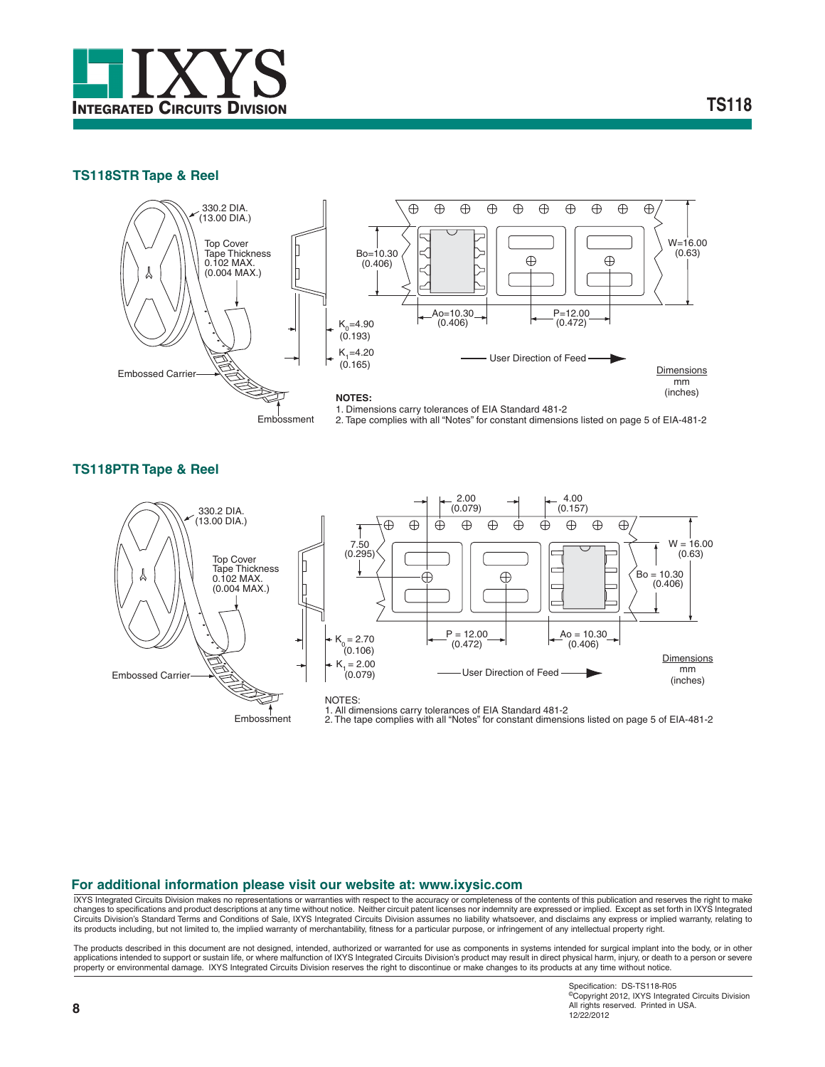## TS118STR Tape & Reel

330.2 DIA.
(13.00 DIA.)

Top Cover
Tape Thickness
0.102 MAX.
(0.004 MAX.)

Embossed Carrier

Embossment

$K_0$=4.90
(0.193)

$K_1$=4.20
(0.165)

Bo=10.30
(0.406)

Ao=10.30
(0.406)

P=12.00
(0.472)

W=16.00
(0.63)

User Direction of Feed

Dimensions
mm
(inches)

**NOTES:**

1. Dimensions carry tolerances of EIA Standard 481-2
2. Tape complies with all "Notes" for constant dimensions listed on page 5 of EIA-481-2

## TS118PTR Tape & Reel

330.2 DIA.
(13.00 DIA.)

Top Cover
Tape Thickness
0.102 MAX.
(0.004 MAX.)

Embossed Carrier

Embossment

$K_0$ = 2.70
(0.106)

$K_1$ = 2.00
(0.079)

2.00
(0.079)

4.00
(0.157)

7.50
(0.295)

W = 16.00
(0.63)

Bo = 10.30
(0.406)

P = 12.00
(0.472)

Ao = 10.30
(0.406)

User Direction of Feed

Dimensions
mm
(inches)

NOTES:

1. All dimensions carry tolerances of EIA Standard 481-2
2. The tape complies with all "Notes" for constant dimensions listed on page 5 of EIA-481-2

**For additional information please visit our website at: www.ixysic.com**

IXYS Integrated Circuits Division makes no representations or warranties with respect to the accuracy or completeness of the contents of this publication and reserves the right to make changes to specifications and product descriptions at any time without notice. Neither circuit patent licenses nor indemnity are expressed or implied. Except as set forth in IXYS Integrated Circuits Division's Standard Terms and Conditions of Sale, IXYS Integrated Circuits Division assumes no liability whatsoever, and disclaims any express or implied warranty, relating to its products including, but not limited to, the implied warranty of merchantability, fitness for a particular purpose, or infringement of any intellectual property right.

The products described in this document are not designed, intended, authorized or warranted for use as components in systems intended for surgical implant into the body, or in other applications intended to support or sustain life, or where malfunction of IXYS Integrated Circuits Division's product may result in direct physical harm, injury, or death to a person or severe property or environmental damage. IXYS Integrated Circuits Division reserves the right to discontinue or make changes to its products at any time without notice.

Specification: DS-TS118-R05
©Copyright 2012, IXYS Integrated Circuits Division
All rights reserved. Printed in USA.
12/22/2012